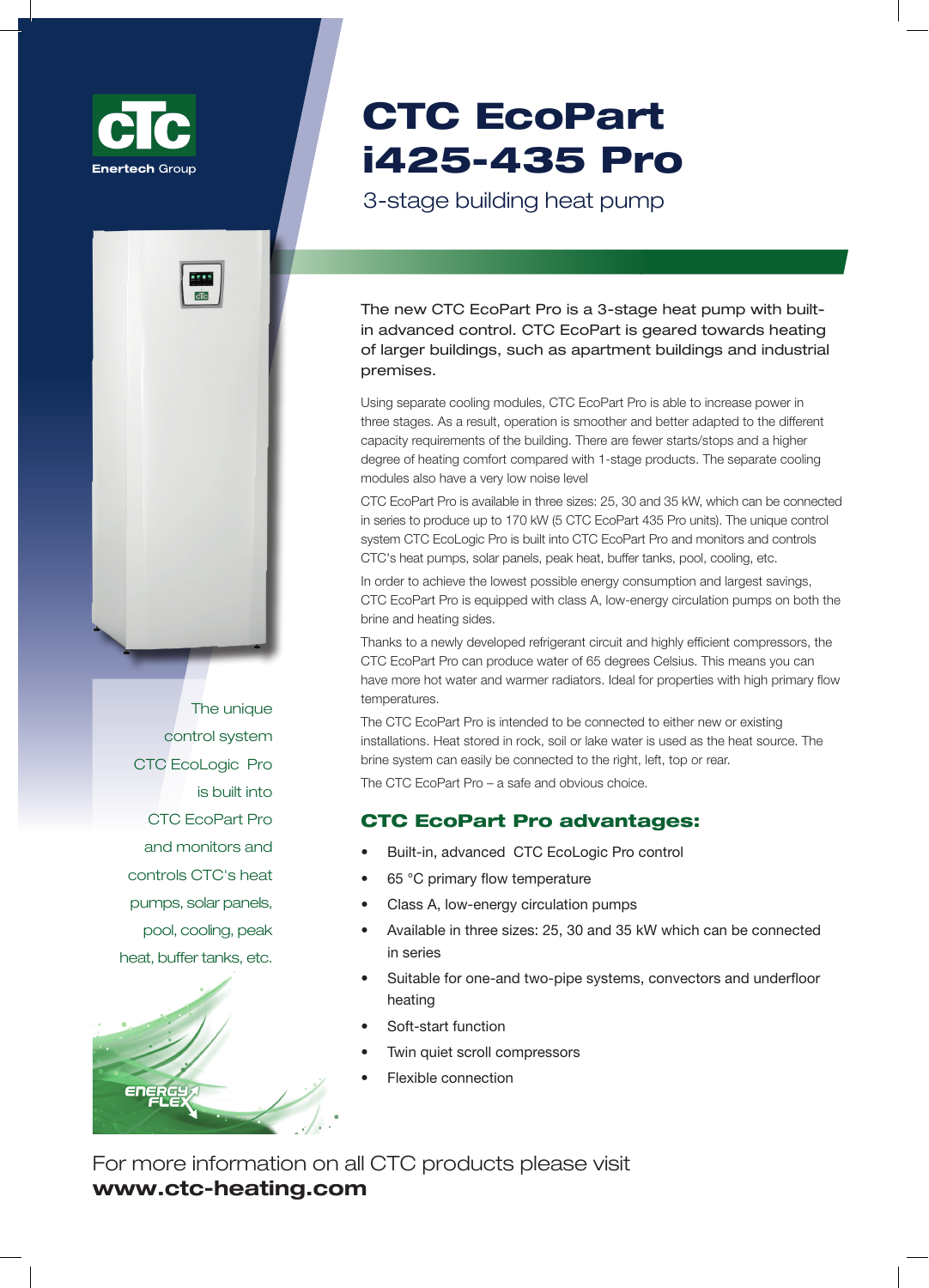CTC

Enertech Group

# CTC EcoPart i425-435 Pro

## 3-stage building heat pump

The new CTC EcoPart Pro is a 3-stage heat pump with built-in advanced control. CTC EcoPart is geared towards heating of larger buildings, such as apartment buildings and industrial premises.

Using separate cooling modules, CTC EcoPart Pro is able to increase power in three stages. As a result, operation is smoother and better adapted to the different capacity requirements of the building. There are fewer starts/stops and a higher degree of heating comfort compared with 1-stage products. The separate cooling modules also have a very low noise level

CTC EcoPart Pro is available in three sizes: 25, 30 and 35 kW, which can be connected in series to produce up to 170 kW (5 CTC EcoPart 435 Pro units). The unique control system CTC EcoLogic Pro is built into CTC EcoPart Pro and monitors and controls CTC's heat pumps, solar panels, peak heat, buffer tanks, pool, cooling, etc.

In order to achieve the lowest possible energy consumption and largest savings, CTC EcoPart Pro is equipped with class A, low-energy circulation pumps on both the brine and heating sides.

Thanks to a newly developed refrigerant circuit and highly efficient compressors, the CTC EcoPart Pro can produce water of 65 degrees Celsius. This means you can have more hot water and warmer radiators. Ideal for properties with high primary flow temperatures.

The CTC EcoPart Pro is intended to be connected to either new or existing installations. Heat stored in rock, soil or lake water is used as the heat source. The brine system can easily be connected to the right, left, top or rear.

The CTC EcoPart Pro – a safe and obvious choice.

The unique control system CTC EcoLogic Pro is built into CTC EcoPart Pro and monitors and controls CTC's heat pumps, solar panels, pool, cooling, peak heat, buffer tanks, etc.

## CTC EcoPart Pro advantages:

- Built-in, advanced CTC EcoLogic Pro control
- 65 °C primary flow temperature
- Class A, low-energy circulation pumps
- Available in three sizes: 25, 30 and 35 kW which can be connected in series
- Suitable for one-and two-pipe systems, convectors and underfloor heating
- Soft-start function
- Twin quiet scroll compressors
- Flexible connection

ENERGY FLEX

For more information on all CTC products please visit
**www.ctc-heating.com**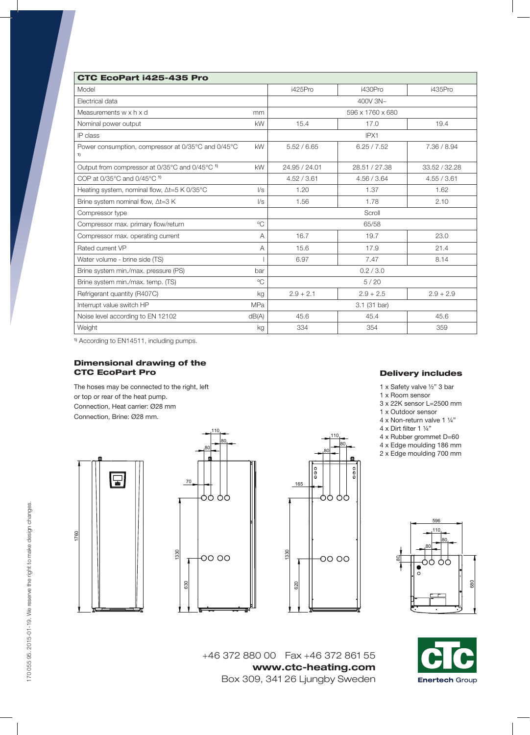## CTC EcoPart i425-435 Pro

| Model | | i425Pro | i430Pro | i435Pro |
|---|---|---|---|---|
| Electrical data | | 400V 3N~ | | |
| Measurements w x h x d | mm | 596 x 1760 x 680 | | |
| Nominal power output | kW | 15.4 | 17.0 | 19.4 |
| IP class | | IPX1 | | |
| Power consumption, compressor at 0/35°C and 0/45°C [1] | kW | 5.52 / 6.65 | 6.25 / 7.52 | 7.36 / 8.94 |
| Output from compressor at 0/35°C and 0/45°C [1] | kW | 24.95 / 24.01 | 28.51 / 27.38 | 33.52 / 32.28 |
| COP at 0/35°C and 0/45°C [1] | | 4.52 / 3.61 | 4.56 / 3.64 | 4.55 / 3.61 |
| Heating system, nominal flow, Δt=5 K 0/35°C | l/s | 1.20 | 1.37 | 1.62 |
| Brine system nominal flow, Δt=3 K | l/s | 1.56 | 1.78 | 2.10 |
| Compressor type | | Scroll | | |
| Compressor max. primary flow/return | °C | 65/58 | | |
| Compressor max. operating current | A | 16.7 | 19.7 | 23.0 |
| Rated current VP | A | 15.6 | 17.9 | 21.4 |
| Water volume - brine side (TS) | l | 6.97 | 7.47 | 8.14 |
| Brine system min./max. pressure (PS) | bar | 0.2 / 3.0 | | |
| Brine system min./max. temp. (TS) | °C | 5 / 20 | | |
| Refrigerant quantity (R407C) | kg | 2.9 + 2.1 | 2.9 + 2.5 | 2.9 + 2.9 |
| Interrupt value switch HP | MPa | 3.1 (31 bar) | | |
| Noise level according to EN 12102 | dB(A) | 45.6 | 45.4 | 45.6 |
| Weight | kg | 334 | 354 | 359 |

[1] According to EN14511, including pumps.

### Dimensional drawing of the CTC EcoPart Pro

The hoses may be connected to the right, left or top or rear of the heat pump.
Connection, Heat carrier: Ø28 mm
Connection, Brine: Ø28 mm.

1760
110
80
80
70
1330
630
110
80
80
165
1330
620
596
110
80
80
80
680

### Delivery includes

- 1 x Safety valve ½" 3 bar
- 1 x Room sensor
- 3 x 22K sensor L=2500 mm
- 1 x Outdoor sensor
- 4 x Non-return valve 1 ¼"
- 4 x Dirt filter 1 ¼"
- 4 x Rubber grommet D=60
- 4 x Edge moulding 186 mm
- 2 x Edge moulding 700 mm

170 055 95. 2015-01-19. We reserve the right to make design changes.

+46 372 880 00 Fax +46 372 861 55
**www.ctc-heating.com**
Box 309, 341 26 Ljungby Sweden

CTC Enertech Group